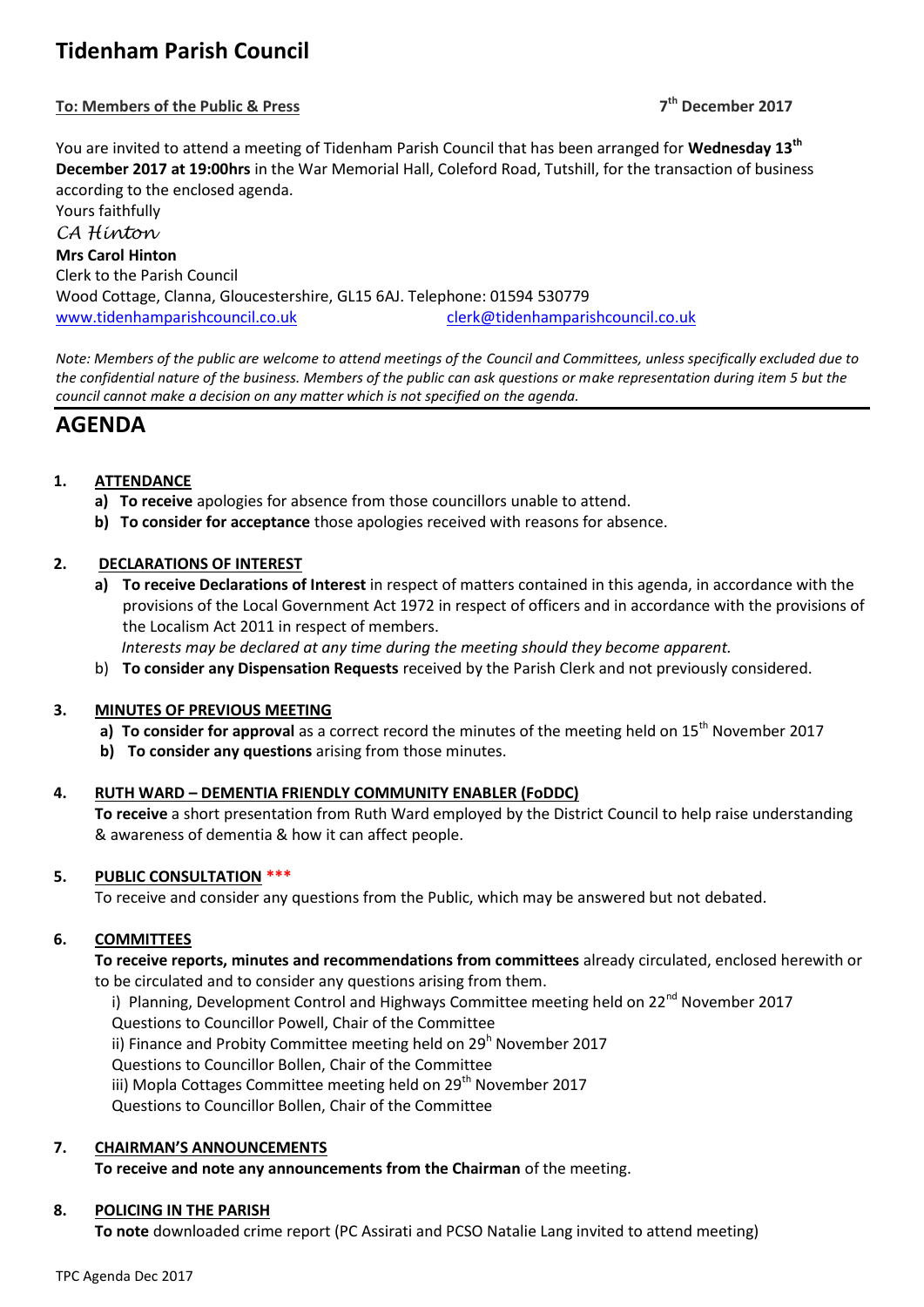# Tidenham Parish Council

**To: Members of the Public & Press**

**7th December 2017**

You are invited to attend a meeting of Tidenham Parish Council that has been arranged for **Wednesday 13th December 2017 at 19:00hrs** in the War Memorial Hall, Coleford Road, Tutshill, for the transaction of business according to the enclosed agenda.

Yours faithfully

*CA Hinton*

**Mrs Carol Hinton**
Clerk to the Parish Council
Wood Cottage, Clanna, Gloucestershire, GL15 6AJ. Telephone: 01594 530779
www.tidenhamparishcouncil.co.uk    clerk@tidenhamparishcouncil.co.uk

*Note: Members of the public are welcome to attend meetings of the Council and Committees, unless specifically excluded due to the confidential nature of the business. Members of the public can ask questions or make representation during item 5 but the council cannot make a decision on any matter which is not specified on the agenda.*

## AGENDA

**1. ATTENDANCE**

a) **To receive** apologies for absence from those councillors unable to attend.
b) **To consider for acceptance** those apologies received with reasons for absence.

**2. DECLARATIONS OF INTEREST**

a) **To receive Declarations of Interest** in respect of matters contained in this agenda, in accordance with the provisions of the Local Government Act 1972 in respect of officers and in accordance with the provisions of the Localism Act 2011 in respect of members.
*Interests may be declared at any time during the meeting should they become apparent.*
b) **To consider any Dispensation Requests** received by the Parish Clerk and not previously considered.

**3. MINUTES OF PREVIOUS MEETING**

a) **To consider for approval** as a correct record the minutes of the meeting held on 15th November 2017
b) **To consider any questions** arising from those minutes.

**4. RUTH WARD – DEMENTIA FRIENDLY COMMUNITY ENABLER (FoDDC)**

**To receive** a short presentation from Ruth Ward employed by the District Council to help raise understanding & awareness of dementia & how it can affect people.

**5. PUBLIC CONSULTATION \*\*\***

To receive and consider any questions from the Public, which may be answered but not debated.

**6. COMMITTEES**

**To receive reports, minutes and recommendations from committees** already circulated, enclosed herewith or to be circulated and to consider any questions arising from them.

i) Planning, Development Control and Highways Committee meeting held on 22nd November 2017
Questions to Councillor Powell, Chair of the Committee
ii) Finance and Probity Committee meeting held on 29h November 2017
Questions to Councillor Bollen, Chair of the Committee
iii) Mopla Cottages Committee meeting held on 29th November 2017
Questions to Councillor Bollen, Chair of the Committee

**7. CHAIRMAN'S ANNOUNCEMENTS**

**To receive and note any announcements from the Chairman** of the meeting.

**8. POLICING IN THE PARISH**

**To note** downloaded crime report (PC Assirati and PCSO Natalie Lang invited to attend meeting)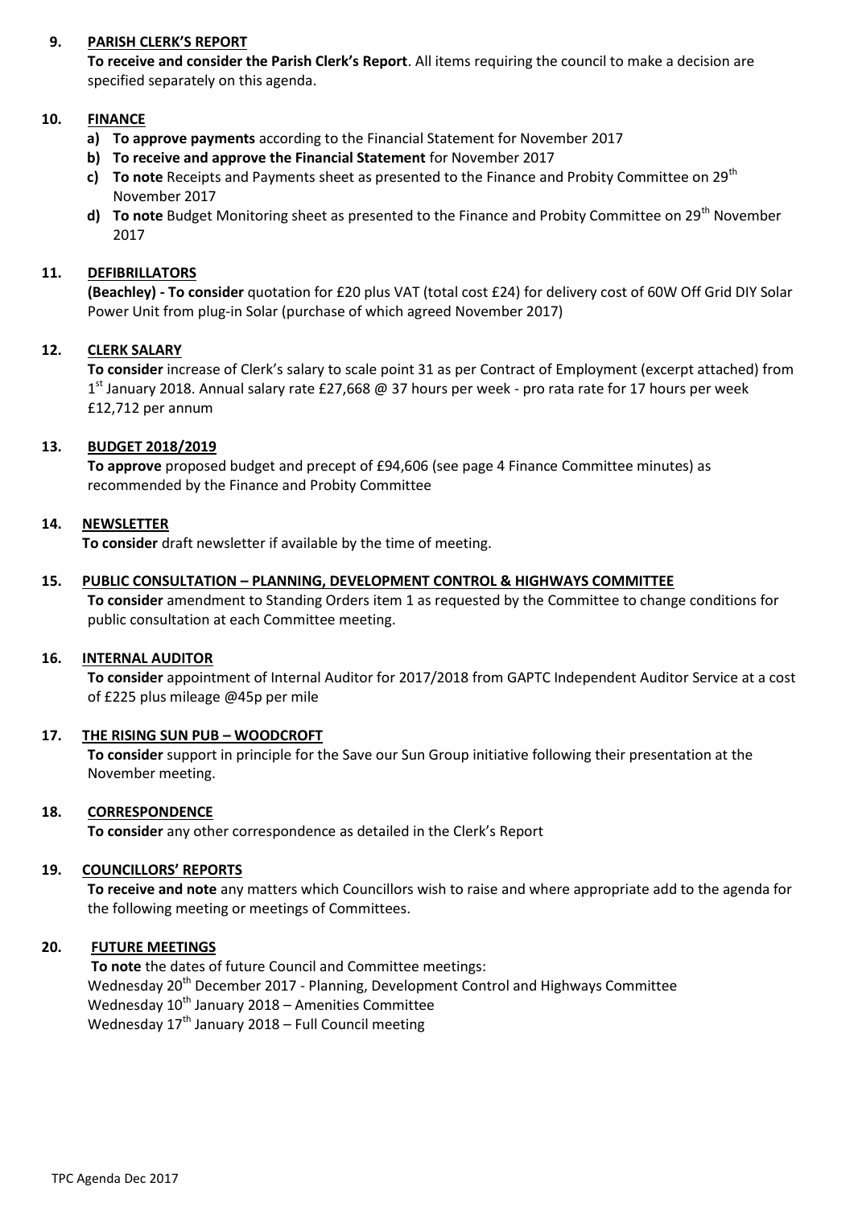## 9. PARISH CLERK'S REPORT

**To receive and consider the Parish Clerk's Report**. All items requiring the council to make a decision are specified separately on this agenda.

## 10. FINANCE

- a) **To approve payments** according to the Financial Statement for November 2017
- b) **To receive and approve the Financial Statement** for November 2017
- c) **To note** Receipts and Payments sheet as presented to the Finance and Probity Committee on 29th November 2017
- d) **To note** Budget Monitoring sheet as presented to the Finance and Probity Committee on 29th November 2017

## 11. DEFIBRILLATORS

**(Beachley) - To consider** quotation for £20 plus VAT (total cost £24) for delivery cost of 60W Off Grid DIY Solar Power Unit from plug-in Solar (purchase of which agreed November 2017)

## 12. CLERK SALARY

**To consider** increase of Clerk's salary to scale point 31 as per Contract of Employment (excerpt attached) from 1st January 2018. Annual salary rate £27,668 @ 37 hours per week - pro rata rate for 17 hours per week £12,712 per annum

## 13. BUDGET 2018/2019

**To approve** proposed budget and precept of £94,606 (see page 4 Finance Committee minutes) as recommended by the Finance and Probity Committee

## 14. NEWSLETTER

**To consider** draft newsletter if available by the time of meeting.

## 15. PUBLIC CONSULTATION – PLANNING, DEVELOPMENT CONTROL & HIGHWAYS COMMITTEE

**To consider** amendment to Standing Orders item 1 as requested by the Committee to change conditions for public consultation at each Committee meeting.

## 16. INTERNAL AUDITOR

**To consider** appointment of Internal Auditor for 2017/2018 from GAPTC Independent Auditor Service at a cost of £225 plus mileage @45p per mile

## 17. THE RISING SUN PUB – WOODCROFT

**To consider** support in principle for the Save our Sun Group initiative following their presentation at the November meeting.

## 18. CORRESPONDENCE

**To consider** any other correspondence as detailed in the Clerk's Report

## 19. COUNCILLORS' REPORTS

**To receive and note** any matters which Councillors wish to raise and where appropriate add to the agenda for the following meeting or meetings of Committees.

## 20. FUTURE MEETINGS

**To note** the dates of future Council and Committee meetings:
Wednesday 20th December 2017 - Planning, Development Control and Highways Committee
Wednesday 10th January 2018 – Amenities Committee
Wednesday 17th January 2018 – Full Council meeting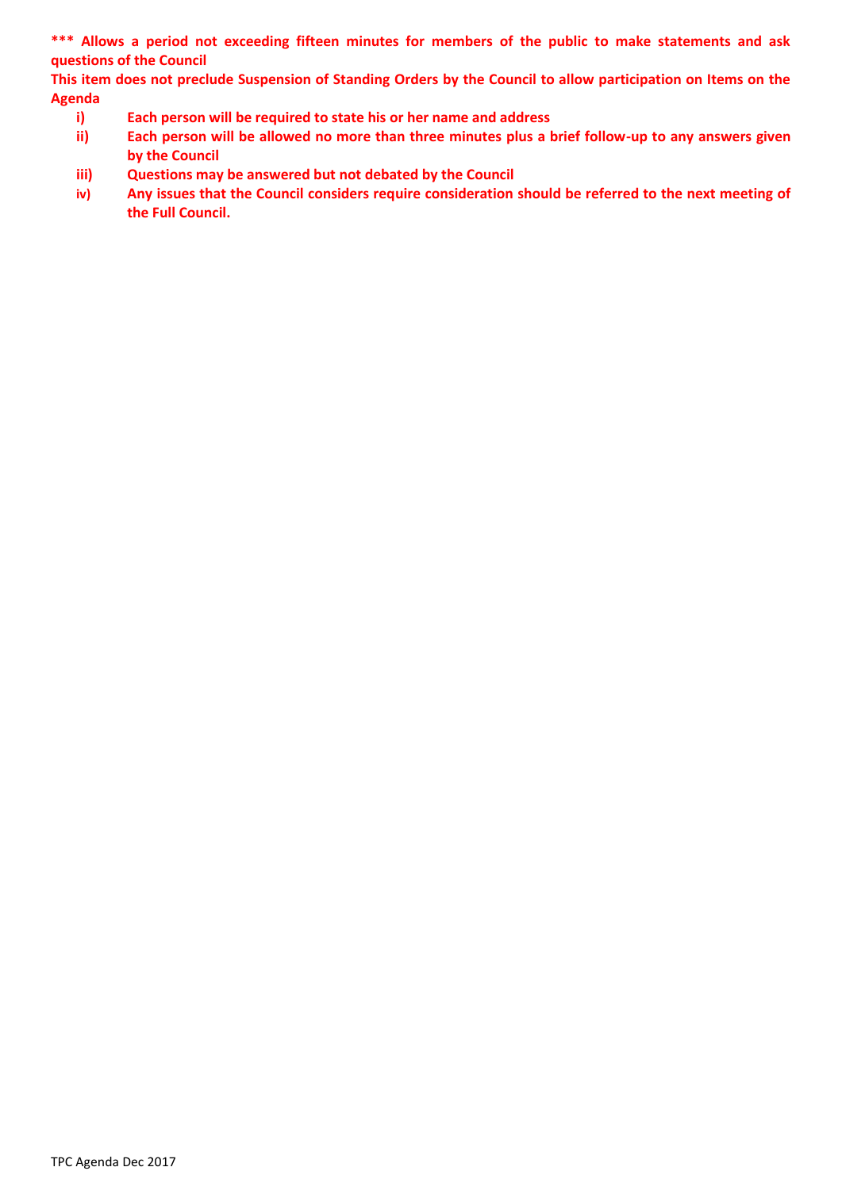**\*\*\* Allows a period not exceeding fifteen minutes for members of the public to make statements and ask questions of the Council**

**This item does not preclude Suspension of Standing Orders by the Council to allow participation on Items on the Agenda**

- **i) Each person will be required to state his or her name and address**
- **ii) Each person will be allowed no more than three minutes plus a brief follow-up to any answers given by the Council**
- **iii) Questions may be answered but not debated by the Council**
- **iv) Any issues that the Council considers require consideration should be referred to the next meeting of the Full Council.**